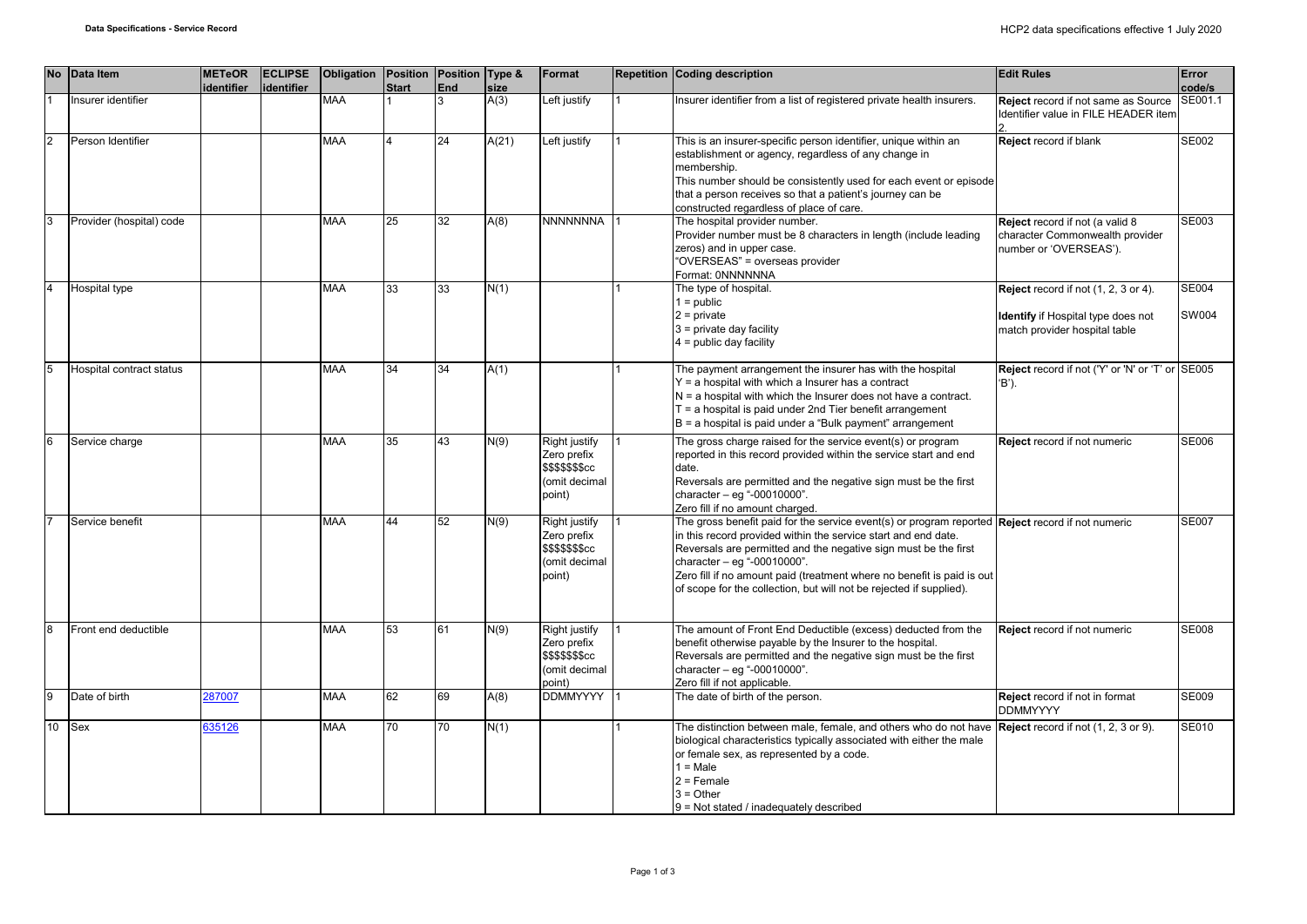| No | Data Item | METeOR identifier | ECLIPSE identifier | Obligation | Position Start | Position End | Type & size | Format | Repetition | Coding description | Edit Rules | Error code/s |
|---|---|---|---|---|---|---|---|---|---|---|---|---|
| 1 | Insurer identifier | | | MAA | 1 | 3 | A(3) | Left justify | 1 | Insurer identifier from a list of registered private health insurers. | **Reject** record if not same as Source Identifier value in FILE HEADER item 2. | SE001.1 |
| 2 | Person Identifier | | | MAA | 4 | 24 | A(21) | Left justify | 1 | This is an insurer-specific person identifier, unique within an establishment or agency, regardless of any change in membership.<br>This number should be consistently used for each event or episode that a person receives so that a patient's journey can be constructed regardless of place of care. | **Reject** record if blank | SE002 |
| 3 | Provider (hospital) code | | | MAA | 25 | 32 | A(8) | NNNNNNNA | 1 | The hospital provider number.<br>Provider number must be 8 characters in length (include leading zeros) and in upper case.<br>"OVERSEAS" = overseas provider<br>Format: 0NNNNNNA | **Reject** record if not (a valid 8 character Commonwealth provider number or 'OVERSEAS'). | SE003 |
| 4 | Hospital type | | | MAA | 33 | 33 | N(1) | | 1 | The type of hospital.<br>1 = public<br>2 = private<br>3 = private day facility<br>4 = public day facility | **Reject** record if not (1, 2, 3 or 4).<br><br>**Identify** if Hospital type does not match provider hospital table | SE004<br><br>SW004 |
| 5 | Hospital contract status | | | MAA | 34 | 34 | A(1) | | 1 | The payment arrangement the insurer has with the hospital<br>Y = a hospital with which a Insurer has a contract<br>N = a hospital with which the Insurer does not have a contract.<br>T = a hospital is paid under 2nd Tier benefit arrangement<br>B = a hospital is paid under a "Bulk payment" arrangement | **Reject** record if not ('Y' or 'N' or 'T' or 'B'). | SE005 |
| 6 | Service charge | | | MAA | 35 | 43 | N(9) | Right justify Zero prefix $$$$$$$cc (omit decimal point) | 1 | The gross charge raised for the service event(s) or program reported in this record provided within the service start and end date.<br>Reversals are permitted and the negative sign must be the first character – eg "-00010000".<br>Zero fill if no amount charged. | **Reject** record if not numeric | SE006 |
| 7 | Service benefit | | | MAA | 44 | 52 | N(9) | Right justify Zero prefix $$$$$$$cc (omit decimal point) | 1 | The gross benefit paid for the service event(s) or program reported in this record provided within the service start and end date.<br>Reversals are permitted and the negative sign must be the first character – eg "-00010000".<br>Zero fill if no amount paid (treatment where no benefit is paid is out of scope for the collection, but will not be rejected if supplied). | **Reject** record if not numeric | SE007 |
| 8 | Front end deductible | | | MAA | 53 | 61 | N(9) | Right justify Zero prefix $$$$$$$cc (omit decimal point) | 1 | The amount of Front End Deductible (excess) deducted from the benefit otherwise payable by the Insurer to the hospital.<br>Reversals are permitted and the negative sign must be the first character – eg "-00010000".<br>Zero fill if not applicable. | **Reject** record if not numeric | SE008 |
| 9 | Date of birth | 287007 | | MAA | 62 | 69 | A(8) | DDMMYYYY | 1 | The date of birth of the person. | **Reject** record if not in format DDMMYYYY | SE009 |
| 10 | Sex | 635126 | | MAA | 70 | 70 | N(1) | | 1 | The distinction between male, female, and others who do not have biological characteristics typically associated with either the male or female sex, as represented by a code.<br>1 = Male<br>2 = Female<br>3 = Other<br>9 = Not stated / inadequately described | **Reject** record if not (1, 2, 3 or 9). | SE010 |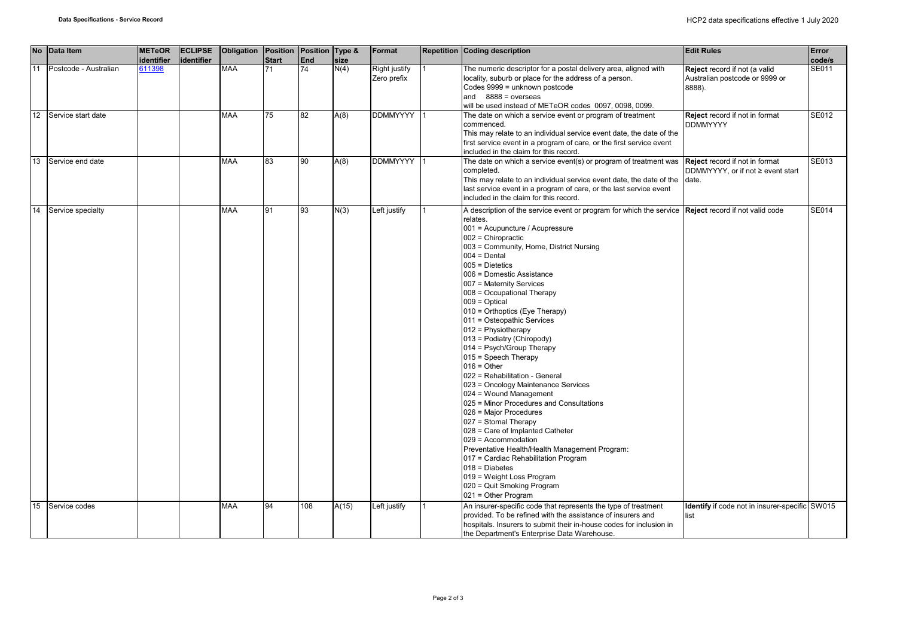| No | Data Item | METeOR identifier | ECLIPSE identifier | Obligation | Position Start | Position End | Type & size | Format | Repetition | Coding description | Edit Rules | Error code/s |
|---|---|---|---|---|---|---|---|---|---|---|---|---|
| 11 | Postcode - Australian | 611398 | | MAA | 71 | 74 | N(4) | Right justify Zero prefix | 1 | The numeric descriptor for a postal delivery area, aligned with locality, suburb or place for the address of a person.<br>Codes 9999 = unknown postcode<br>and 8888 = overseas<br>will be used instead of METeOR codes 0097, 0098, 0099. | **Reject** record if not (a valid Australian postcode or 9999 or 8888). | SE011 |
| 12 | Service start date | | | MAA | 75 | 82 | A(8) | DDMMYYYY | 1 | The date on which a service event or program of treatment commenced.<br>This may relate to an individual service event date, the date of the first service event in a program of care, or the first service event included in the claim for this record. | **Reject** record if not in format DDMMYYYY | SE012 |
| 13 | Service end date | | | MAA | 83 | 90 | A(8) | DDMMYYYY | 1 | The date on which a service event(s) or program of treatment was completed.<br>This may relate to an individual service event date, the date of the last service event in a program of care, or the last service event included in the claim for this record. | **Reject** record if not in format DDMMYYYY, or if not ≥ event start date. | SE013 |
| 14 | Service specialty | | | MAA | 91 | 93 | N(3) | Left justify | 1 | A description of the service event or program for which the service relates.<br>001 = Acupuncture / Acupressure<br>002 = Chiropractic<br>003 = Community, Home, District Nursing<br>004 = Dental<br>005 = Dietetics<br>006 = Domestic Assistance<br>007 = Maternity Services<br>008 = Occupational Therapy<br>009 = Optical<br>010 = Orthoptics (Eye Therapy)<br>011 = Osteopathic Services<br>012 = Physiotherapy<br>013 = Podiatry (Chiropody)<br>014 = Psych/Group Therapy<br>015 = Speech Therapy<br>016 = Other<br>022 = Rehabilitation - General<br>023 = Oncology Maintenance Services<br>024 = Wound Management<br>025 = Minor Procedures and Consultations<br>026 = Major Procedures<br>027 = Stomal Therapy<br>028 = Care of Implanted Catheter<br>029 = Accommodation<br>Preventative Health/Health Management Program:<br>017 = Cardiac Rehabilitation Program<br>018 = Diabetes<br>019 = Weight Loss Program<br>020 = Quit Smoking Program<br>021 = Other Program | **Reject** record if not valid code | SE014 |
| 15 | Service codes | | | MAA | 94 | 108 | A(15) | Left justify | 1 | An insurer-specific code that represents the type of treatment provided. To be refined with the assistance of insurers and hospitals. Insurers to submit their in-house codes for inclusion in the Department's Enterprise Data Warehouse. | **Identify** if code not in insurer-specific list | SW015 |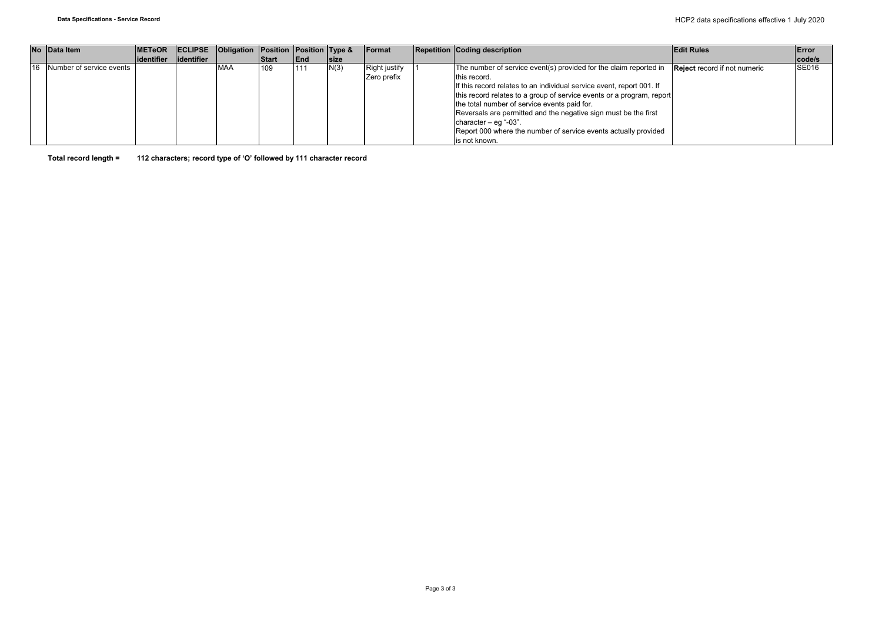| No | Data Item | METeOR identifier | ECLIPSE identifier | Obligation | Position Start | Position End | Type & size | Format | Repetition | Coding description | Edit Rules | Error code/s |
|---|---|---|---|---|---|---|---|---|---|---|---|---|
| 16 | Number of service events | | | MAA | 109 | 111 | N(3) | Right justify Zero prefix | 1 | The number of service event(s) provided for the claim reported in this record.<br>If this record relates to an individual service event, report 001. If this record relates to a group of service events or a program, report the total number of service events paid for.<br>Reversals are permitted and the negative sign must be the first character – eg "-03".<br>Report 000 where the number of service events actually provided is not known. | **Reject** record if not numeric | SE016 |

**Total record length = 112 characters; record type of 'O' followed by 111 character record**